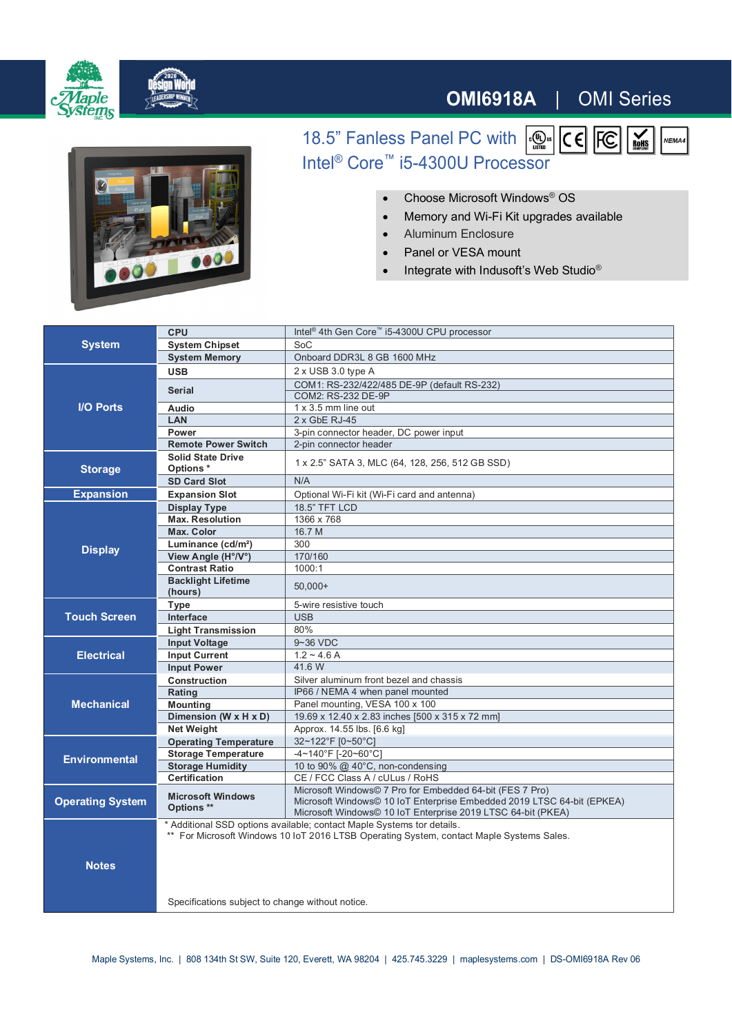# OMI6918A | OMI Series

## 18.5" Fanless Panel PC with Intel® Core™ i5-4300U Processor

- Choose Microsoft Windows® OS
- Memory and Wi-Fi Kit upgrades available
- Aluminum Enclosure
- Panel or VESA mount
- Integrate with Indusoft's Web Studio®

| Category | Item | Specification |
|---|---|---|
| System | CPU | Intel® 4th Gen Core™ i5-4300U CPU processor |
| | System Chipset | SoC |
| | System Memory | Onboard DDR3L 8 GB 1600 MHz |
| I/O Ports | USB | 2 x USB 3.0 type A |
| | Serial | COM1: RS-232/422/485 DE-9P (default RS-232)<br>COM2: RS-232 DE-9P |
| | Audio | 1 x 3.5 mm line out |
| | LAN | 2 x GbE RJ-45 |
| | Power | 3-pin connector header, DC power input |
| | Remote Power Switch | 2-pin connector header |
| Storage | Solid State Drive Options * | 1 x 2.5" SATA 3, MLC (64, 128, 256, 512 GB SSD) |
| | SD Card Slot | N/A |
| Expansion | Expansion Slot | Optional Wi-Fi kit (Wi-Fi card and antenna) |
| Display | Display Type | 18.5" TFT LCD |
| | Max. Resolution | 1366 x 768 |
| | Max. Color | 16.7 M |
| | Luminance (cd/m²) | 300 |
| | View Angle (H°/V°) | 170/160 |
| | Contrast Ratio | 1000:1 |
| | Backlight Lifetime (hours) | 50,000+ |
| Touch Screen | Type | 5-wire resistive touch |
| | Interface | USB |
| | Light Transmission | 80% |
| Electrical | Input Voltage | 9~36 VDC |
| | Input Current | 1.2 ~ 4.6 A |
| | Input Power | 41.6 W |
| Mechanical | Construction | Silver aluminum front bezel and chassis |
| | Rating | IP66 / NEMA 4 when panel mounted |
| | Mounting | Panel mounting, VESA 100 x 100 |
| | Dimension (W x H x D) | 19.69 x 12.40 x 2.83 inches [500 x 315 x 72 mm] |
| | Net Weight | Approx. 14.55 lbs. [6.6 kg] |
| Environmental | Operating Temperature | 32~122°F [0~50°C] |
| | Storage Temperature | -4~140°F [-20~60°C] |
| | Storage Humidity | 10 to 90% @ 40°C, non-condensing |
| | Certification | CE / FCC Class A / cULus / RoHS |
| Operating System | Microsoft Windows Options ** | Microsoft Windows© 7 Pro for Embedded 64-bit (FES 7 Pro)<br>Microsoft Windows© 10 IoT Enterprise Embedded 2019 LTSC 64-bit (EPKEA)<br>Microsoft Windows© 10 IoT Enterprise 2019 LTSC 64-bit (PKEA) |
| Notes | | * Additional SSD options available; contact Maple Systems tor details.<br>** For Microsoft Windows 10 IoT 2016 LTSB Operating System, contact Maple Systems Sales.<br><br>Specifications subject to change without notice. |

Maple Systems, Inc. | 808 134th St SW, Suite 120, Everett, WA 98204 | 425.745.3229 | maplesystems.com | DS-OMI6918A Rev 06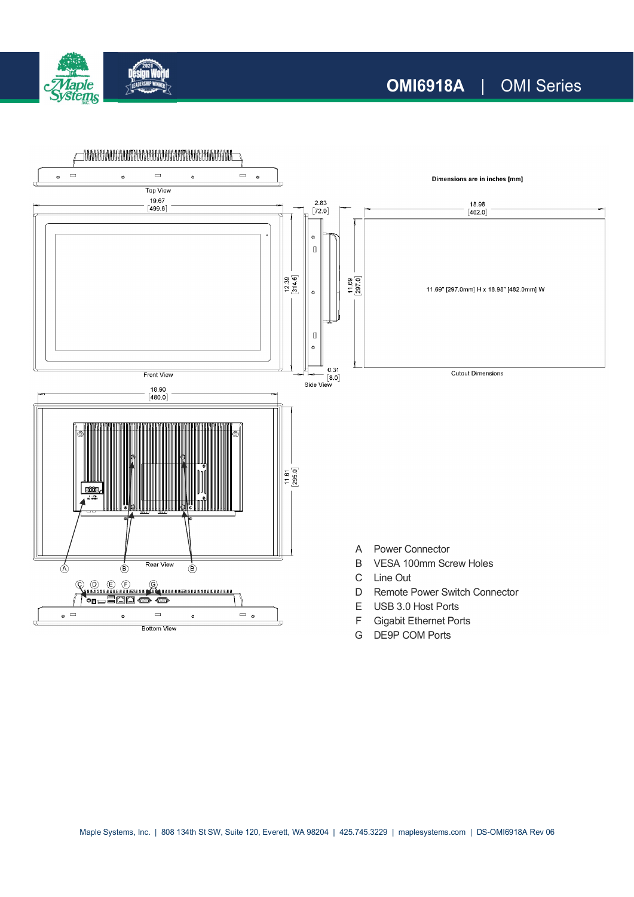# OMI6918A | OMI Series

Dimensions are in inches [mm]

Top View

19.67
[499.6]

Front View

2.83
[72.0]

12.39
[314.6]

0.31
[8.0]

Side View

18.98
[482.0]

11.69
[297.0]

11.69" [297.0mm] H x 18.98" [482.0mm] W

Cutout Dimensions

18.90
[480.0]

11.61
[295.0]

Rear View

Bottom View

- A Power Connector
- B VESA 100mm Screw Holes
- C Line Out
- D Remote Power Switch Connector
- E USB 3.0 Host Ports
- F Gigabit Ethernet Ports
- G DE9P COM Ports

Maple Systems, Inc. | 808 134th St SW, Suite 120, Everett, WA 98204 | 425.745.3229 | maplesystems.com | DS-OMI6918A Rev 06